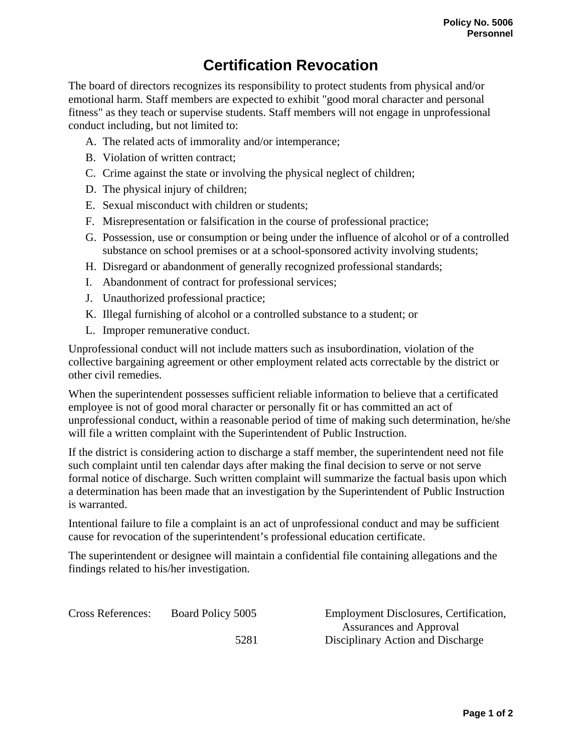Policy No. 5006
Personnel

# Certification Revocation

The board of directors recognizes its responsibility to protect students from physical and/or emotional harm. Staff members are expected to exhibit "good moral character and personal fitness" as they teach or supervise students. Staff members will not engage in unprofessional conduct including, but not limited to:

A. The related acts of immorality and/or intemperance;
B. Violation of written contract;
C. Crime against the state or involving the physical neglect of children;
D. The physical injury of children;
E. Sexual misconduct with children or students;
F. Misrepresentation or falsification in the course of professional practice;
G. Possession, use or consumption or being under the influence of alcohol or of a controlled substance on school premises or at a school-sponsored activity involving students;
H. Disregard or abandonment of generally recognized professional standards;
I. Abandonment of contract for professional services;
J. Unauthorized professional practice;
K. Illegal furnishing of alcohol or a controlled substance to a student; or
L. Improper remunerative conduct.

Unprofessional conduct will not include matters such as insubordination, violation of the collective bargaining agreement or other employment related acts correctable by the district or other civil remedies.

When the superintendent possesses sufficient reliable information to believe that a certificated employee is not of good moral character or personally fit or has committed an act of unprofessional conduct, within a reasonable period of time of making such determination, he/she will file a written complaint with the Superintendent of Public Instruction.

If the district is considering action to discharge a staff member, the superintendent need not file such complaint until ten calendar days after making the final decision to serve or not serve formal notice of discharge. Such written complaint will summarize the factual basis upon which a determination has been made that an investigation by the Superintendent of Public Instruction is warranted.

Intentional failure to file a complaint is an act of unprofessional conduct and may be sufficient cause for revocation of the superintendent's professional education certificate.

The superintendent or designee will maintain a confidential file containing allegations and the findings related to his/her investigation.

| Cross References: | Board Policy 5005 | Employment Disclosures, Certification, Assurances and Approval |
|---|---|---|
| | 5281 | Disciplinary Action and Discharge |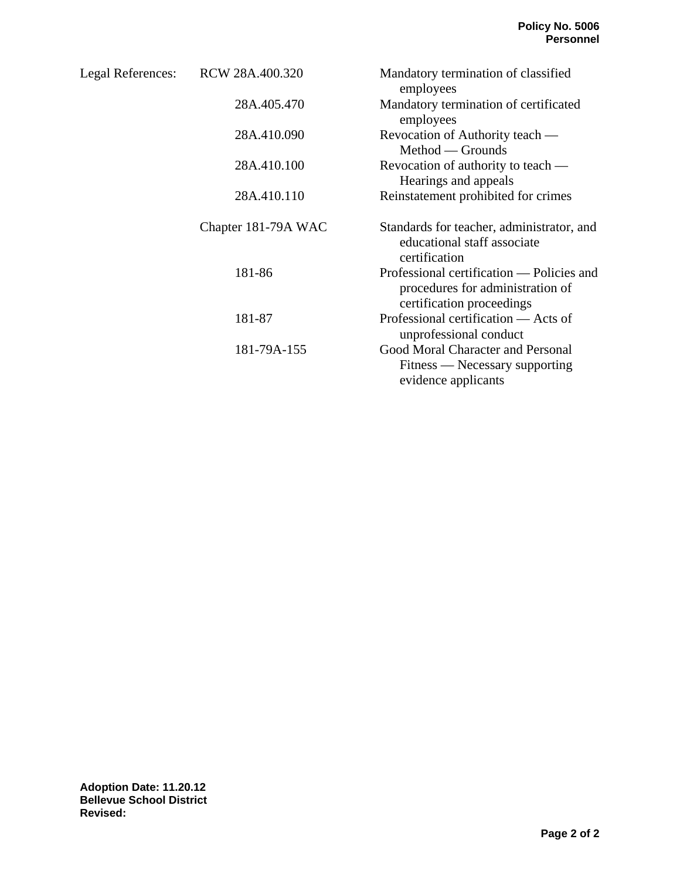| | | |
|---|---|---|
| Legal References: | RCW 28A.400.320 | Mandatory termination of classified employees |
| | 28A.405.470 | Mandatory termination of certificated employees |
| | 28A.410.090 | Revocation of Authority teach — Method — Grounds |
| | 28A.410.100 | Revocation of authority to teach — Hearings and appeals |
| | 28A.410.110 | Reinstatement prohibited for crimes |
| | Chapter 181-79A WAC | Standards for teacher, administrator, and educational staff associate certification |
| | 181-86 | Professional certification — Policies and procedures for administration of certification proceedings |
| | 181-87 | Professional certification — Acts of unprofessional conduct |
| | 181-79A-155 | Good Moral Character and Personal Fitness — Necessary supporting evidence applicants |

**Adoption Date: 11.20.12**
**Bellevue School District**
**Revised:**